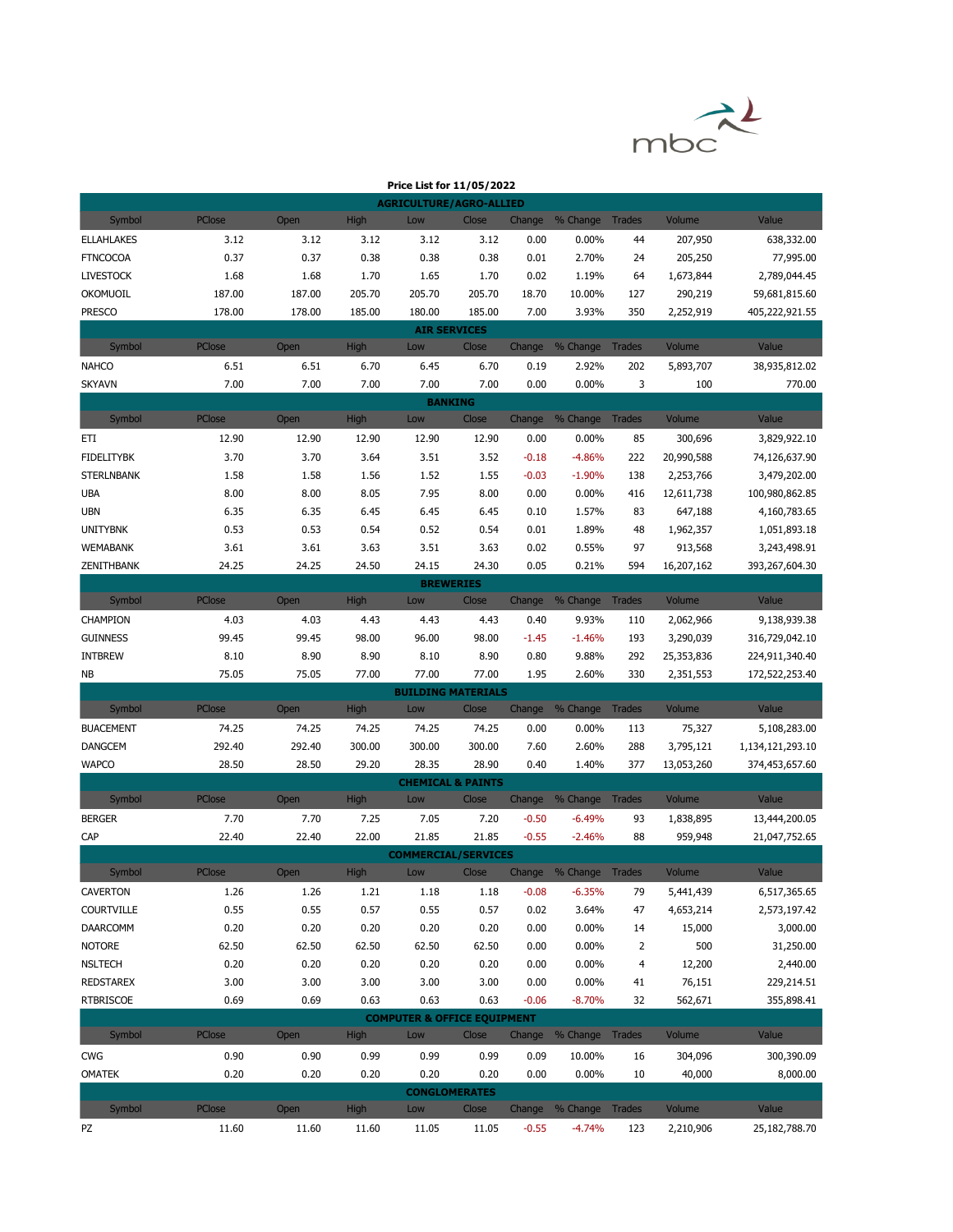**Price List for 11/05/2022**

| Symbol | PClose | Open | High | Low | Close | Change | % Change | Trades | Volume | Value |
|---|---|---|---|---|---|---|---|---|---|---|
| **AGRICULTURE/AGRO-ALLIED** | | | | | | | | | | |
| ELLAHLAKES | 3.12 | 3.12 | 3.12 | 3.12 | 3.12 | 0.00 | 0.00% | 44 | 207,950 | 638,332.00 |
| FTNCOCOA | 0.37 | 0.37 | 0.38 | 0.38 | 0.38 | 0.01 | 2.70% | 24 | 205,250 | 77,995.00 |
| LIVESTOCK | 1.68 | 1.68 | 1.70 | 1.65 | 1.70 | 0.02 | 1.19% | 64 | 1,673,844 | 2,789,044.45 |
| OKOMUOIL | 187.00 | 187.00 | 205.70 | 205.70 | 205.70 | 18.70 | 10.00% | 127 | 290,219 | 59,681,815.60 |
| PRESCO | 178.00 | 178.00 | 185.00 | 180.00 | 185.00 | 7.00 | 3.93% | 350 | 2,252,919 | 405,222,921.55 |
| **AIR SERVICES** | | | | | | | | | | |
| NAHCO | 6.51 | 6.51 | 6.70 | 6.45 | 6.70 | 0.19 | 2.92% | 202 | 5,893,707 | 38,935,812.02 |
| SKYAVN | 7.00 | 7.00 | 7.00 | 7.00 | 7.00 | 0.00 | 0.00% | 3 | 100 | 770.00 |
| **BANKING** | | | | | | | | | | |
| ETI | 12.90 | 12.90 | 12.90 | 12.90 | 12.90 | 0.00 | 0.00% | 85 | 300,696 | 3,829,922.10 |
| FIDELITYBK | 3.70 | 3.70 | 3.64 | 3.51 | 3.52 | -0.18 | -4.86% | 222 | 20,990,588 | 74,126,637.90 |
| STERLNBANK | 1.58 | 1.58 | 1.56 | 1.52 | 1.55 | -0.03 | -1.90% | 138 | 2,253,766 | 3,479,202.00 |
| UBA | 8.00 | 8.00 | 8.05 | 7.95 | 8.00 | 0.00 | 0.00% | 416 | 12,611,738 | 100,980,862.85 |
| UBN | 6.35 | 6.35 | 6.45 | 6.45 | 6.45 | 0.10 | 1.57% | 83 | 647,188 | 4,160,783.65 |
| UNITYBNK | 0.53 | 0.53 | 0.54 | 0.52 | 0.54 | 0.01 | 1.89% | 48 | 1,962,357 | 1,051,893.18 |
| WEMABANK | 3.61 | 3.61 | 3.63 | 3.51 | 3.63 | 0.02 | 0.55% | 97 | 913,568 | 3,243,498.91 |
| ZENITHBANK | 24.25 | 24.25 | 24.50 | 24.15 | 24.30 | 0.05 | 0.21% | 594 | 16,207,162 | 393,267,604.30 |
| **BREWERIES** | | | | | | | | | | |
| CHAMPION | 4.03 | 4.03 | 4.43 | 4.43 | 4.43 | 0.40 | 9.93% | 110 | 2,062,966 | 9,138,939.38 |
| GUINNESS | 99.45 | 99.45 | 98.00 | 96.00 | 98.00 | -1.45 | -1.46% | 193 | 3,290,039 | 316,729,042.10 |
| INTBREW | 8.10 | 8.90 | 8.90 | 8.10 | 8.90 | 0.80 | 9.88% | 292 | 25,353,836 | 224,911,340.40 |
| NB | 75.05 | 75.05 | 77.00 | 77.00 | 77.00 | 1.95 | 2.60% | 330 | 2,351,553 | 172,522,253.40 |
| **BUILDING MATERIALS** | | | | | | | | | | |
| BUACEMENT | 74.25 | 74.25 | 74.25 | 74.25 | 74.25 | 0.00 | 0.00% | 113 | 75,327 | 5,108,283.00 |
| DANGCEM | 292.40 | 292.40 | 300.00 | 300.00 | 300.00 | 7.60 | 2.60% | 288 | 3,795,121 | 1,134,121,293.10 |
| WAPCO | 28.50 | 28.50 | 29.20 | 28.35 | 28.90 | 0.40 | 1.40% | 377 | 13,053,260 | 374,453,657.60 |
| **CHEMICAL & PAINTS** | | | | | | | | | | |
| BERGER | 7.70 | 7.70 | 7.25 | 7.05 | 7.20 | -0.50 | -6.49% | 93 | 1,838,895 | 13,444,200.05 |
| CAP | 22.40 | 22.40 | 22.00 | 21.85 | 21.85 | -0.55 | -2.46% | 88 | 959,948 | 21,047,752.65 |
| **COMMERCIAL/SERVICES** | | | | | | | | | | |
| CAVERTON | 1.26 | 1.26 | 1.21 | 1.18 | 1.18 | -0.08 | -6.35% | 79 | 5,441,439 | 6,517,365.65 |
| COURTVILLE | 0.55 | 0.55 | 0.57 | 0.55 | 0.57 | 0.02 | 3.64% | 47 | 4,653,214 | 2,573,197.42 |
| DAARCOMM | 0.20 | 0.20 | 0.20 | 0.20 | 0.20 | 0.00 | 0.00% | 14 | 15,000 | 3,000.00 |
| NOTORE | 62.50 | 62.50 | 62.50 | 62.50 | 62.50 | 0.00 | 0.00% | 2 | 500 | 31,250.00 |
| NSLTECH | 0.20 | 0.20 | 0.20 | 0.20 | 0.20 | 0.00 | 0.00% | 4 | 12,200 | 2,440.00 |
| REDSTAREX | 3.00 | 3.00 | 3.00 | 3.00 | 3.00 | 0.00 | 0.00% | 41 | 76,151 | 229,214.51 |
| RTBRISCOE | 0.69 | 0.69 | 0.63 | 0.63 | 0.63 | -0.06 | -8.70% | 32 | 562,671 | 355,898.41 |
| **COMPUTER & OFFICE EQUIPMENT** | | | | | | | | | | |
| CWG | 0.90 | 0.90 | 0.99 | 0.99 | 0.99 | 0.09 | 10.00% | 16 | 304,096 | 300,390.09 |
| OMATEK | 0.20 | 0.20 | 0.20 | 0.20 | 0.20 | 0.00 | 0.00% | 10 | 40,000 | 8,000.00 |
| **CONGLOMERATES** | | | | | | | | | | |
| PZ | 11.60 | 11.60 | 11.60 | 11.05 | 11.05 | -0.55 | -4.74% | 123 | 2,210,906 | 25,182,788.70 |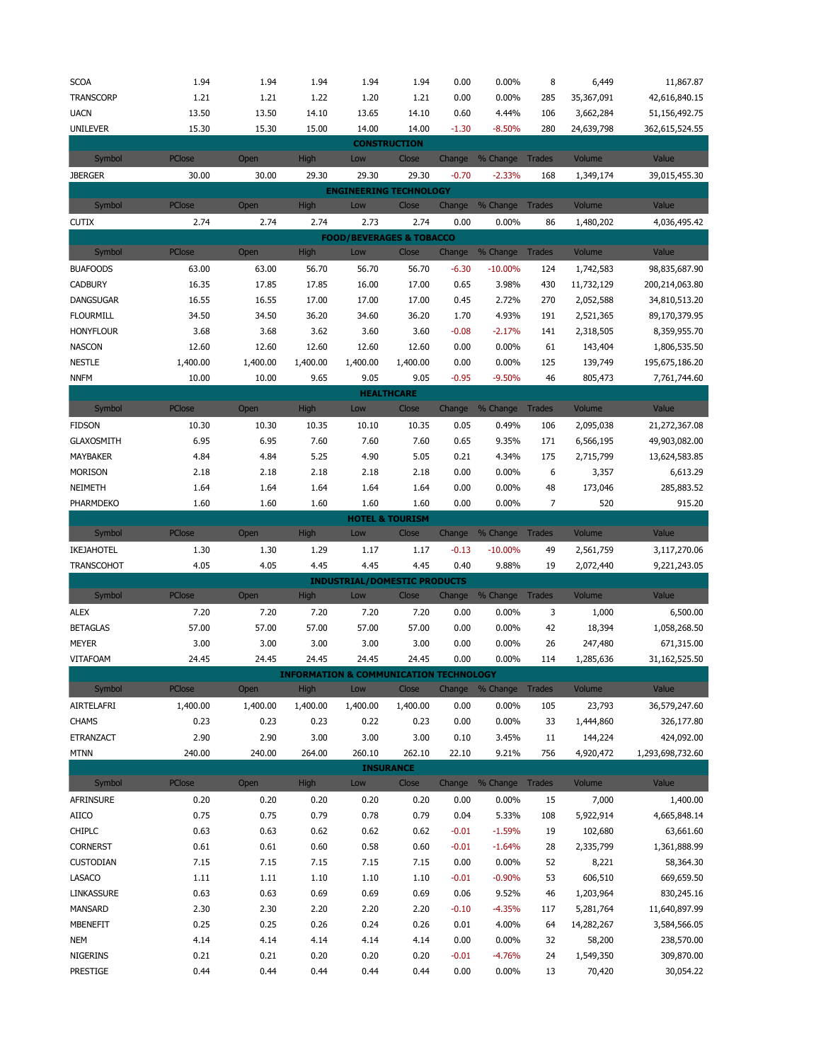| Symbol | PClose | Open | High | Low | Close | Change | % Change | Trades | Volume | Value |
|---|---|---|---|---|---|---|---|---|---|---|
| SCOA | 1.94 | 1.94 | 1.94 | 1.94 | 1.94 | 0.00 | 0.00% | 8 | 6,449 | 11,867.87 |
| TRANSCORP | 1.21 | 1.21 | 1.22 | 1.20 | 1.21 | 0.00 | 0.00% | 285 | 35,367,091 | 42,616,840.15 |
| UACN | 13.50 | 13.50 | 14.10 | 13.65 | 14.10 | 0.60 | 4.44% | 106 | 3,662,284 | 51,156,492.75 |
| UNILEVER | 15.30 | 15.30 | 15.00 | 14.00 | 14.00 | -1.30 | -8.50% | 280 | 24,639,798 | 362,615,524.55 |

**CONSTRUCTION**

| Symbol | PClose | Open | High | Low | Close | Change | % Change | Trades | Volume | Value |
|---|---|---|---|---|---|---|---|---|---|---|
| JBERGER | 30.00 | 30.00 | 29.30 | 29.30 | 29.30 | -0.70 | -2.33% | 168 | 1,349,174 | 39,015,455.30 |

**ENGINEERING TECHNOLOGY**

| Symbol | PClose | Open | High | Low | Close | Change | % Change | Trades | Volume | Value |
|---|---|---|---|---|---|---|---|---|---|---|
| CUTIX | 2.74 | 2.74 | 2.74 | 2.73 | 2.74 | 0.00 | 0.00% | 86 | 1,480,202 | 4,036,495.42 |

**FOOD/BEVERAGES & TOBACCO**

| Symbol | PClose | Open | High | Low | Close | Change | % Change | Trades | Volume | Value |
|---|---|---|---|---|---|---|---|---|---|---|
| BUAFOODS | 63.00 | 63.00 | 56.70 | 56.70 | 56.70 | -6.30 | -10.00% | 124 | 1,742,583 | 98,835,687.90 |
| CADBURY | 16.35 | 17.85 | 17.85 | 16.00 | 17.00 | 0.65 | 3.98% | 430 | 11,732,129 | 200,214,063.80 |
| DANGSUGAR | 16.55 | 16.55 | 17.00 | 17.00 | 17.00 | 0.45 | 2.72% | 270 | 2,052,588 | 34,810,513.20 |
| FLOURMILL | 34.50 | 34.50 | 36.20 | 34.60 | 36.20 | 1.70 | 4.93% | 191 | 2,521,365 | 89,170,379.95 |
| HONYFLOUR | 3.68 | 3.68 | 3.62 | 3.60 | 3.60 | -0.08 | -2.17% | 141 | 2,318,505 | 8,359,955.70 |
| NASCON | 12.60 | 12.60 | 12.60 | 12.60 | 12.60 | 0.00 | 0.00% | 61 | 143,404 | 1,806,535.50 |
| NESTLE | 1,400.00 | 1,400.00 | 1,400.00 | 1,400.00 | 1,400.00 | 0.00 | 0.00% | 125 | 139,749 | 195,675,186.20 |
| NNFM | 10.00 | 10.00 | 9.65 | 9.05 | 9.05 | -0.95 | -9.50% | 46 | 805,473 | 7,761,744.60 |

**HEALTHCARE**

| Symbol | PClose | Open | High | Low | Close | Change | % Change | Trades | Volume | Value |
|---|---|---|---|---|---|---|---|---|---|---|
| FIDSON | 10.30 | 10.30 | 10.35 | 10.10 | 10.35 | 0.05 | 0.49% | 106 | 2,095,038 | 21,272,367.08 |
| GLAXOSMITH | 6.95 | 6.95 | 7.60 | 7.60 | 7.60 | 0.65 | 9.35% | 171 | 6,566,195 | 49,903,082.00 |
| MAYBAKER | 4.84 | 4.84 | 5.25 | 4.90 | 5.05 | 0.21 | 4.34% | 175 | 2,715,799 | 13,624,583.85 |
| MORISON | 2.18 | 2.18 | 2.18 | 2.18 | 2.18 | 0.00 | 0.00% | 6 | 3,357 | 6,613.29 |
| NEIMETH | 1.64 | 1.64 | 1.64 | 1.64 | 1.64 | 0.00 | 0.00% | 48 | 173,046 | 285,883.52 |
| PHARMDEKO | 1.60 | 1.60 | 1.60 | 1.60 | 1.60 | 0.00 | 0.00% | 7 | 520 | 915.20 |

**HOTEL & TOURISM**

| Symbol | PClose | Open | High | Low | Close | Change | % Change | Trades | Volume | Value |
|---|---|---|---|---|---|---|---|---|---|---|
| IKEJAHOTEL | 1.30 | 1.30 | 1.29 | 1.17 | 1.17 | -0.13 | -10.00% | 49 | 2,561,759 | 3,117,270.06 |
| TRANSCOHOT | 4.05 | 4.05 | 4.45 | 4.45 | 4.45 | 0.40 | 9.88% | 19 | 2,072,440 | 9,221,243.05 |

**INDUSTRIAL/DOMESTIC PRODUCTS**

| Symbol | PClose | Open | High | Low | Close | Change | % Change | Trades | Volume | Value |
|---|---|---|---|---|---|---|---|---|---|---|
| ALEX | 7.20 | 7.20 | 7.20 | 7.20 | 7.20 | 0.00 | 0.00% | 3 | 1,000 | 6,500.00 |
| BETAGLAS | 57.00 | 57.00 | 57.00 | 57.00 | 57.00 | 0.00 | 0.00% | 42 | 18,394 | 1,058,268.50 |
| MEYER | 3.00 | 3.00 | 3.00 | 3.00 | 3.00 | 0.00 | 0.00% | 26 | 247,480 | 671,315.00 |
| VITAFOAM | 24.45 | 24.45 | 24.45 | 24.45 | 24.45 | 0.00 | 0.00% | 114 | 1,285,636 | 31,162,525.50 |

**INFORMATION & COMMUNICATION TECHNOLOGY**

| Symbol | PClose | Open | High | Low | Close | Change | % Change | Trades | Volume | Value |
|---|---|---|---|---|---|---|---|---|---|---|
| AIRTELAFRI | 1,400.00 | 1,400.00 | 1,400.00 | 1,400.00 | 1,400.00 | 0.00 | 0.00% | 105 | 23,793 | 36,579,247.60 |
| CHAMS | 0.23 | 0.23 | 0.23 | 0.22 | 0.23 | 0.00 | 0.00% | 33 | 1,444,860 | 326,177.80 |
| ETRANZACT | 2.90 | 2.90 | 3.00 | 3.00 | 3.00 | 0.10 | 3.45% | 11 | 144,224 | 424,092.00 |
| MTNN | 240.00 | 240.00 | 264.00 | 260.10 | 262.10 | 22.10 | 9.21% | 756 | 4,920,472 | 1,293,698,732.60 |

**INSURANCE**

| Symbol | PClose | Open | High | Low | Close | Change | % Change | Trades | Volume | Value |
|---|---|---|---|---|---|---|---|---|---|---|
| AFRINSURE | 0.20 | 0.20 | 0.20 | 0.20 | 0.20 | 0.00 | 0.00% | 15 | 7,000 | 1,400.00 |
| AIICO | 0.75 | 0.75 | 0.79 | 0.78 | 0.79 | 0.04 | 5.33% | 108 | 5,922,914 | 4,665,848.14 |
| CHIPLC | 0.63 | 0.63 | 0.62 | 0.62 | 0.62 | -0.01 | -1.59% | 19 | 102,680 | 63,661.60 |
| CORNERST | 0.61 | 0.61 | 0.60 | 0.58 | 0.60 | -0.01 | -1.64% | 28 | 2,335,799 | 1,361,888.99 |
| CUSTODIAN | 7.15 | 7.15 | 7.15 | 7.15 | 7.15 | 0.00 | 0.00% | 52 | 8,221 | 58,364.30 |
| LASACO | 1.11 | 1.11 | 1.10 | 1.10 | 1.10 | -0.01 | -0.90% | 53 | 606,510 | 669,659.50 |
| LINKASSURE | 0.63 | 0.63 | 0.69 | 0.69 | 0.69 | 0.06 | 9.52% | 46 | 1,203,964 | 830,245.16 |
| MANSARD | 2.30 | 2.30 | 2.20 | 2.20 | 2.20 | -0.10 | -4.35% | 117 | 5,281,764 | 11,640,897.99 |
| MBENEFIT | 0.25 | 0.25 | 0.26 | 0.24 | 0.26 | 0.01 | 4.00% | 64 | 14,282,267 | 3,584,566.05 |
| NEM | 4.14 | 4.14 | 4.14 | 4.14 | 4.14 | 0.00 | 0.00% | 32 | 58,200 | 238,570.00 |
| NIGERINS | 0.21 | 0.21 | 0.20 | 0.20 | 0.20 | -0.01 | -4.76% | 24 | 1,549,350 | 309,870.00 |
| PRESTIGE | 0.44 | 0.44 | 0.44 | 0.44 | 0.44 | 0.00 | 0.00% | 13 | 70,420 | 30,054.22 |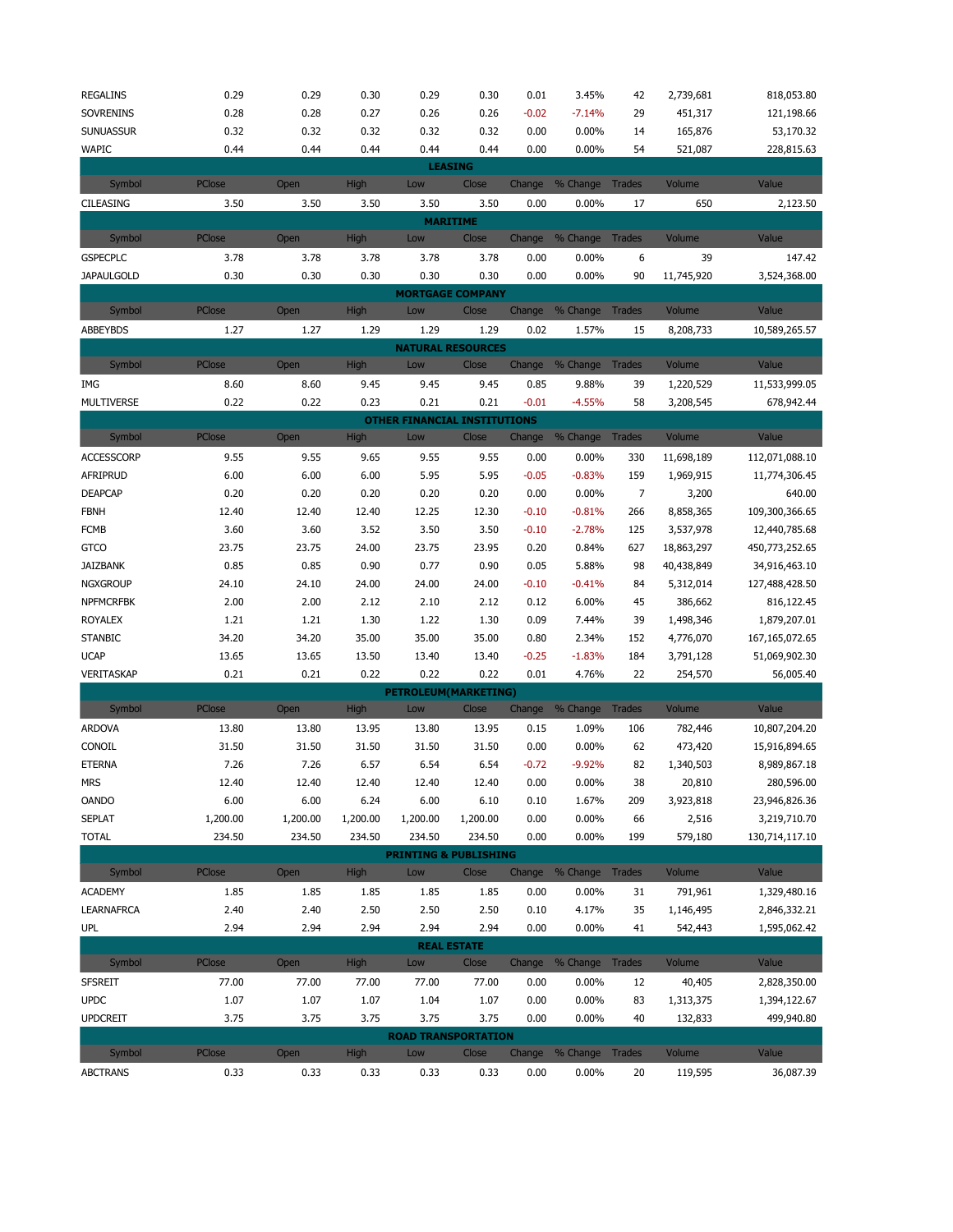| | | | | | | | | | | |
|---|---|---|---|---|---|---|---|---|---|---|
| REGALINS | 0.29 | 0.29 | 0.30 | 0.29 | 0.30 | 0.01 | 3.45% | 42 | 2,739,681 | 818,053.80 |
| SOVRENINS | 0.28 | 0.28 | 0.27 | 0.26 | 0.26 | -0.02 | -7.14% | 29 | 451,317 | 121,198.66 |
| SUNUASSUR | 0.32 | 0.32 | 0.32 | 0.32 | 0.32 | 0.00 | 0.00% | 14 | 165,876 | 53,170.32 |
| WAPIC | 0.44 | 0.44 | 0.44 | 0.44 | 0.44 | 0.00 | 0.00% | 54 | 521,087 | 228,815.63 |

**LEASING**

| Symbol | PClose | Open | High | Low | Close | Change | % Change | Trades | Volume | Value |
|---|---|---|---|---|---|---|---|---|---|---|
| CILEASING | 3.50 | 3.50 | 3.50 | 3.50 | 3.50 | 0.00 | 0.00% | 17 | 650 | 2,123.50 |

**MARITIME**

| Symbol | PClose | Open | High | Low | Close | Change | % Change | Trades | Volume | Value |
|---|---|---|---|---|---|---|---|---|---|---|
| GSPECPLC | 3.78 | 3.78 | 3.78 | 3.78 | 3.78 | 0.00 | 0.00% | 6 | 39 | 147.42 |
| JAPAULGOLD | 0.30 | 0.30 | 0.30 | 0.30 | 0.30 | 0.00 | 0.00% | 90 | 11,745,920 | 3,524,368.00 |

**MORTGAGE COMPANY**

| Symbol | PClose | Open | High | Low | Close | Change | % Change | Trades | Volume | Value |
|---|---|---|---|---|---|---|---|---|---|---|
| ABBEYBDS | 1.27 | 1.27 | 1.29 | 1.29 | 1.29 | 0.02 | 1.57% | 15 | 8,208,733 | 10,589,265.57 |

**NATURAL RESOURCES**

| Symbol | PClose | Open | High | Low | Close | Change | % Change | Trades | Volume | Value |
|---|---|---|---|---|---|---|---|---|---|---|
| IMG | 8.60 | 8.60 | 9.45 | 9.45 | 9.45 | 0.85 | 9.88% | 39 | 1,220,529 | 11,533,999.05 |
| MULTIVERSE | 0.22 | 0.22 | 0.23 | 0.21 | 0.21 | -0.01 | -4.55% | 58 | 3,208,545 | 678,942.44 |

**OTHER FINANCIAL INSTITUTIONS**

| Symbol | PClose | Open | High | Low | Close | Change | % Change | Trades | Volume | Value |
|---|---|---|---|---|---|---|---|---|---|---|
| ACCESSCORP | 9.55 | 9.55 | 9.65 | 9.55 | 9.55 | 0.00 | 0.00% | 330 | 11,698,189 | 112,071,088.10 |
| AFRIPRUD | 6.00 | 6.00 | 6.00 | 5.95 | 5.95 | -0.05 | -0.83% | 159 | 1,969,915 | 11,774,306.45 |
| DEAPCAP | 0.20 | 0.20 | 0.20 | 0.20 | 0.20 | 0.00 | 0.00% | 7 | 3,200 | 640.00 |
| FBNH | 12.40 | 12.40 | 12.40 | 12.25 | 12.30 | -0.10 | -0.81% | 266 | 8,858,365 | 109,300,366.65 |
| FCMB | 3.60 | 3.60 | 3.52 | 3.50 | 3.50 | -0.10 | -2.78% | 125 | 3,537,978 | 12,440,785.68 |
| GTCO | 23.75 | 23.75 | 24.00 | 23.75 | 23.95 | 0.20 | 0.84% | 627 | 18,863,297 | 450,773,252.65 |
| JAIZBANK | 0.85 | 0.85 | 0.90 | 0.77 | 0.90 | 0.05 | 5.88% | 98 | 40,438,849 | 34,916,463.10 |
| NGXGROUP | 24.10 | 24.10 | 24.00 | 24.00 | 24.00 | -0.10 | -0.41% | 84 | 5,312,014 | 127,488,428.50 |
| NPFMCRFBK | 2.00 | 2.00 | 2.12 | 2.10 | 2.12 | 0.12 | 6.00% | 45 | 386,662 | 816,122.45 |
| ROYALEX | 1.21 | 1.21 | 1.30 | 1.22 | 1.30 | 0.09 | 7.44% | 39 | 1,498,346 | 1,879,207.01 |
| STANBIC | 34.20 | 34.20 | 35.00 | 35.00 | 35.00 | 0.80 | 2.34% | 152 | 4,776,070 | 167,165,072.65 |
| UCAP | 13.65 | 13.65 | 13.50 | 13.40 | 13.40 | -0.25 | -1.83% | 184 | 3,791,128 | 51,069,902.30 |
| VERITASKAP | 0.21 | 0.21 | 0.22 | 0.22 | 0.22 | 0.01 | 4.76% | 22 | 254,570 | 56,005.40 |

**PETROLEUM(MARKETING)**

| Symbol | PClose | Open | High | Low | Close | Change | % Change | Trades | Volume | Value |
|---|---|---|---|---|---|---|---|---|---|---|
| ARDOVA | 13.80 | 13.80 | 13.95 | 13.80 | 13.95 | 0.15 | 1.09% | 106 | 782,446 | 10,807,204.20 |
| CONOIL | 31.50 | 31.50 | 31.50 | 31.50 | 31.50 | 0.00 | 0.00% | 62 | 473,420 | 15,916,894.65 |
| ETERNA | 7.26 | 7.26 | 6.57 | 6.54 | 6.54 | -0.72 | -9.92% | 82 | 1,340,503 | 8,989,867.18 |
| MRS | 12.40 | 12.40 | 12.40 | 12.40 | 12.40 | 0.00 | 0.00% | 38 | 20,810 | 280,596.00 |
| OANDO | 6.00 | 6.00 | 6.24 | 6.00 | 6.10 | 0.10 | 1.67% | 209 | 3,923,818 | 23,946,826.36 |
| SEPLAT | 1,200.00 | 1,200.00 | 1,200.00 | 1,200.00 | 1,200.00 | 0.00 | 0.00% | 66 | 2,516 | 3,219,710.70 |
| TOTAL | 234.50 | 234.50 | 234.50 | 234.50 | 234.50 | 0.00 | 0.00% | 199 | 579,180 | 130,714,117.10 |

**PRINTING & PUBLISHING**

| Symbol | PClose | Open | High | Low | Close | Change | % Change | Trades | Volume | Value |
|---|---|---|---|---|---|---|---|---|---|---|
| ACADEMY | 1.85 | 1.85 | 1.85 | 1.85 | 1.85 | 0.00 | 0.00% | 31 | 791,961 | 1,329,480.16 |
| LEARNAFRCA | 2.40 | 2.40 | 2.50 | 2.50 | 2.50 | 0.10 | 4.17% | 35 | 1,146,495 | 2,846,332.21 |
| UPL | 2.94 | 2.94 | 2.94 | 2.94 | 2.94 | 0.00 | 0.00% | 41 | 542,443 | 1,595,062.42 |

**REAL ESTATE**

| Symbol | PClose | Open | High | Low | Close | Change | % Change | Trades | Volume | Value |
|---|---|---|---|---|---|---|---|---|---|---|
| SFSREIT | 77.00 | 77.00 | 77.00 | 77.00 | 77.00 | 0.00 | 0.00% | 12 | 40,405 | 2,828,350.00 |
| UPDC | 1.07 | 1.07 | 1.07 | 1.04 | 1.07 | 0.00 | 0.00% | 83 | 1,313,375 | 1,394,122.67 |
| UPDCREIT | 3.75 | 3.75 | 3.75 | 3.75 | 3.75 | 0.00 | 0.00% | 40 | 132,833 | 499,940.80 |

**ROAD TRANSPORTATION**

| Symbol | PClose | Open | High | Low | Close | Change | % Change | Trades | Volume | Value |
|---|---|---|---|---|---|---|---|---|---|---|
| ABCTRANS | 0.33 | 0.33 | 0.33 | 0.33 | 0.33 | 0.00 | 0.00% | 20 | 119,595 | 36,087.39 |